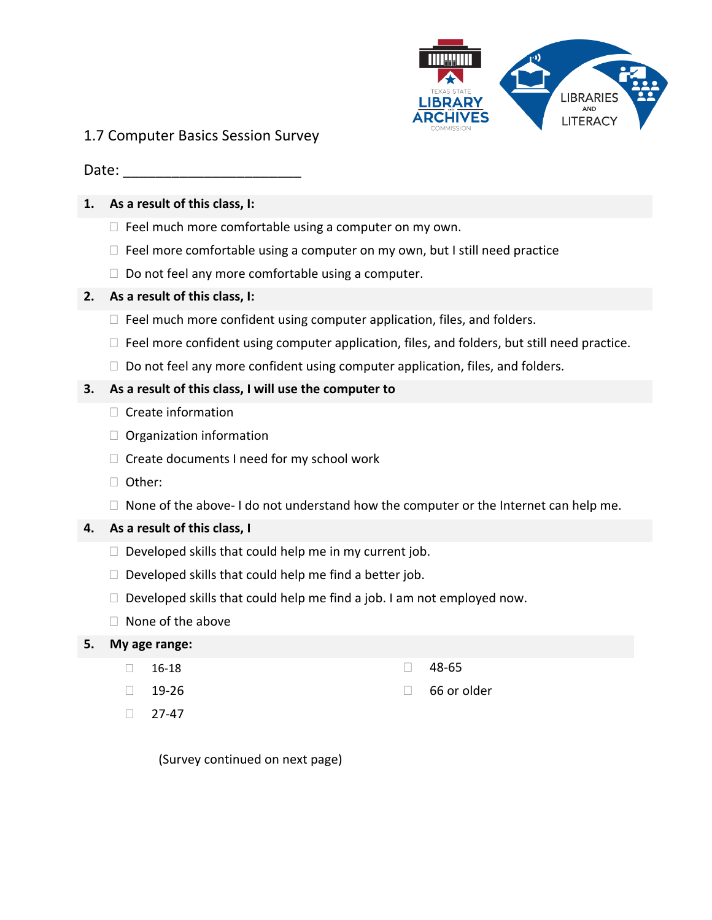# 1.7 Computer Basics Session Survey

Date: ______________________

**1. As a result of this class, I:**

- ☐ Feel much more comfortable using a computer on my own.
- ☐ Feel more comfortable using a computer on my own, but I still need practice
- ☐ Do not feel any more comfortable using a computer.

**2. As a result of this class, I:**

- ☐ Feel much more confident using computer application, files, and folders.
- ☐ Feel more confident using computer application, files, and folders, but still need practice.
- ☐ Do not feel any more confident using computer application, files, and folders.

**3. As a result of this class, I will use the computer to**

- ☐ Create information
- ☐ Organization information
- ☐ Create documents I need for my school work
- ☐ Other:
- ☐ None of the above- I do not understand how the computer or the Internet can help me.

**4. As a result of this class, I**

- ☐ Developed skills that could help me in my current job.
- ☐ Developed skills that could help me find a better job.
- ☐ Developed skills that could help me find a job. I am not employed now.
- ☐ None of the above

**5. My age range:**

- ☐ 16-18
- ☐ 19-26
- ☐ 27-47
- ☐ 48-65
- ☐ 66 or older

(Survey continued on next page)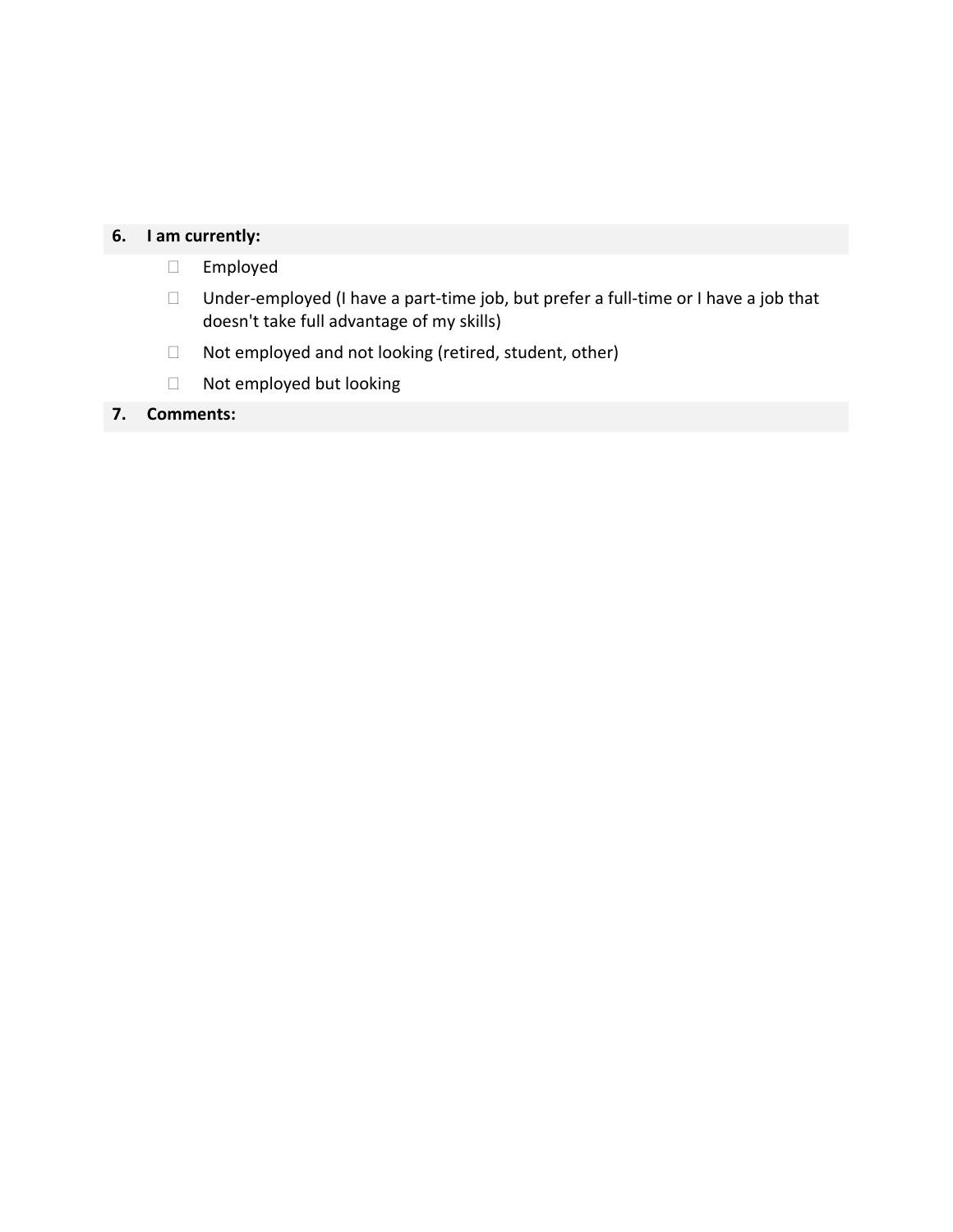**6. I am currently:**

- ☐ Employed
- ☐ Under-employed (I have a part-time job, but prefer a full-time or I have a job that doesn't take full advantage of my skills)
- ☐ Not employed and not looking (retired, student, other)
- ☐ Not employed but looking

**7. Comments:**